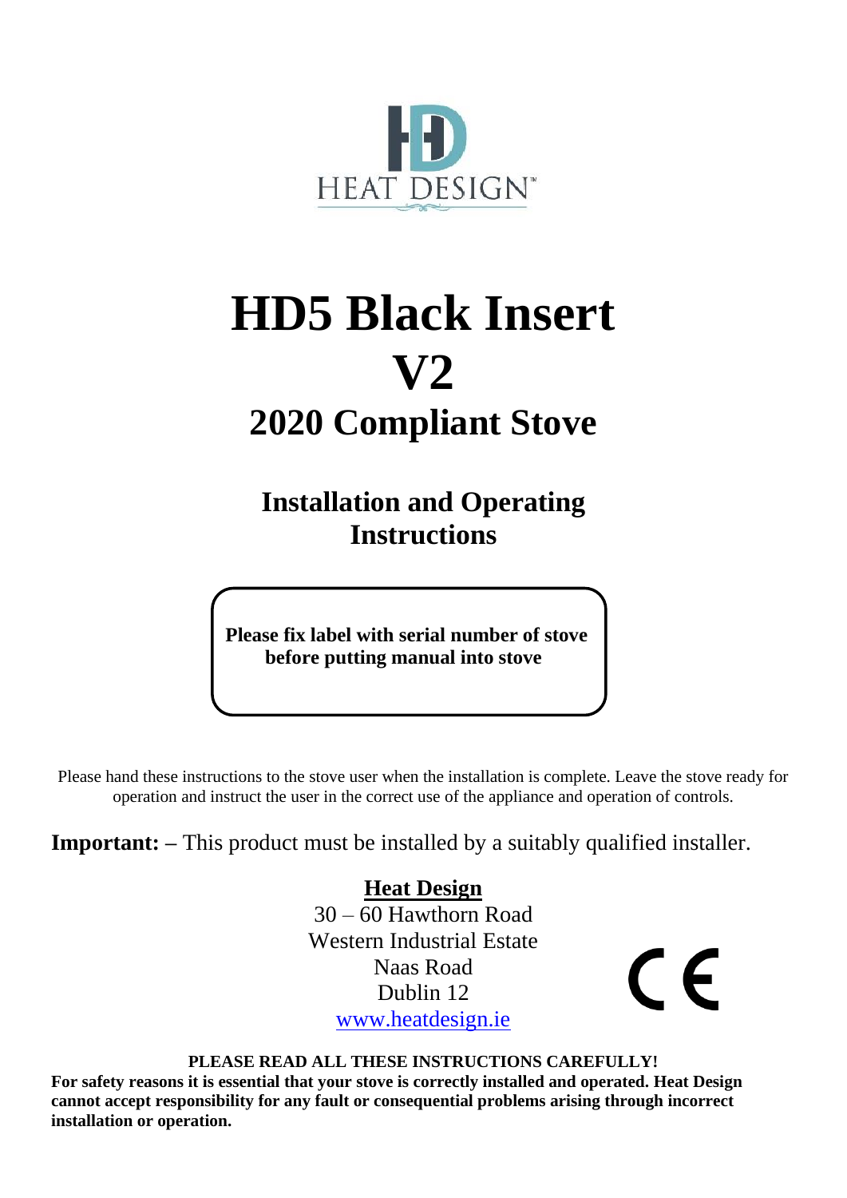HEAT DESIGN™

# HD5 Black Insert
# V2
## 2020 Compliant Stove

### Installation and Operating Instructions

**Please fix label with serial number of stove before putting manual into stove**

Please hand these instructions to the stove user when the installation is complete. Leave the stove ready for operation and instruct the user in the correct use of the appliance and operation of controls.

**Important: –** This product must be installed by a suitably qualified installer.

**Heat Design**
30 – 60 Hawthorn Road
Western Industrial Estate
Naas Road
Dublin 12
www.heatdesign.ie

CE

**PLEASE READ ALL THESE INSTRUCTIONS CAREFULLY!**
**For safety reasons it is essential that your stove is correctly installed and operated. Heat Design cannot accept responsibility for any fault or consequential problems arising through incorrect installation or operation.**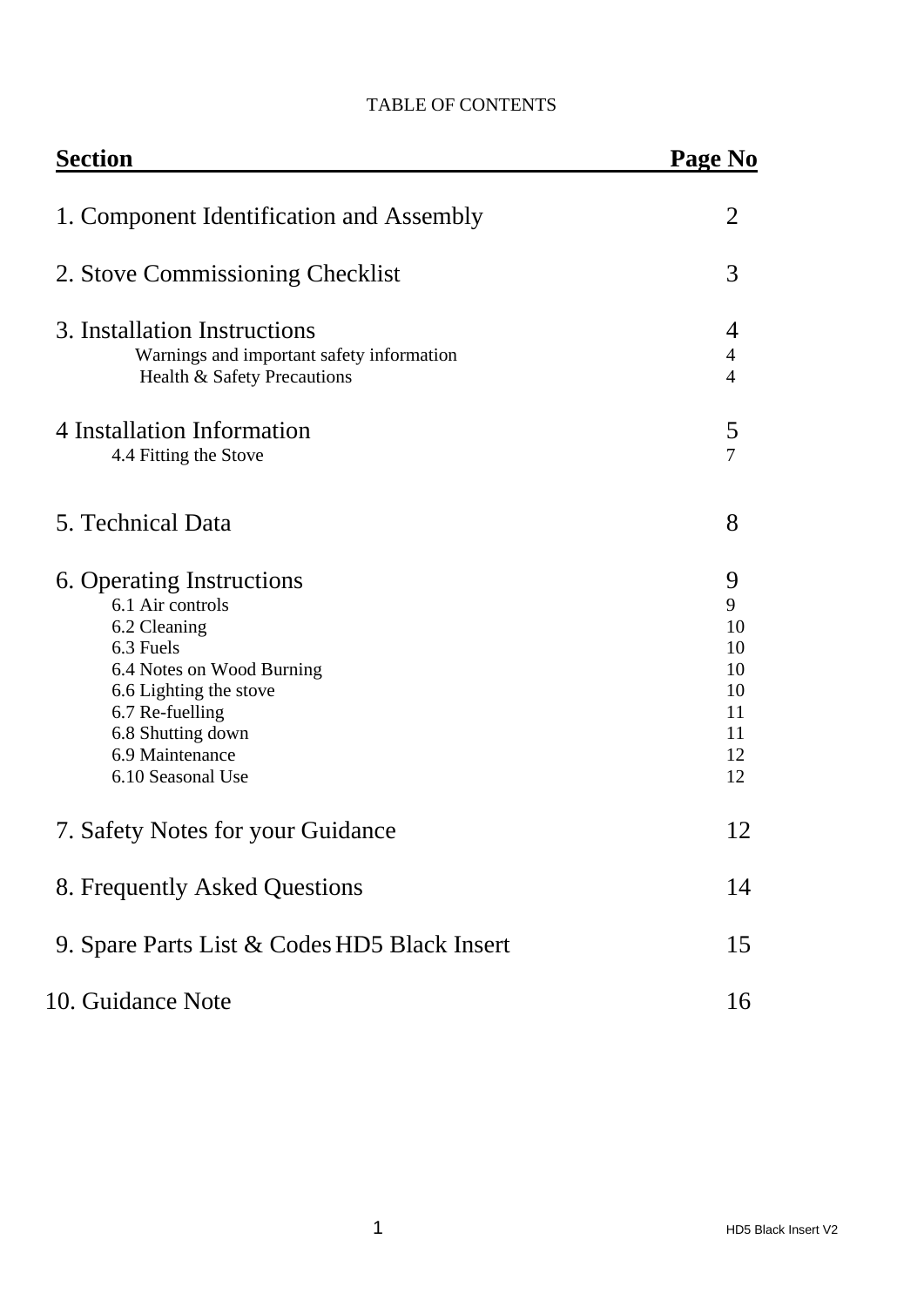TABLE OF CONTENTS

| Section | Page No |
|---|---|
| 1. Component Identification and Assembly | 2 |
| 2. Stove Commissioning Checklist | 3 |
| 3. Installation Instructions | 4 |
| Warnings and important safety information | 4 |
| Health & Safety Precautions | 4 |
| 4 Installation Information | 5 |
| 4.4 Fitting the Stove | 7 |
| 5. Technical Data | 8 |
| 6. Operating Instructions | 9 |
| 6.1 Air controls | 9 |
| 6.2 Cleaning | 10 |
| 6.3 Fuels | 10 |
| 6.4 Notes on Wood Burning | 10 |
| 6.6 Lighting the stove | 10 |
| 6.7 Re-fuelling | 11 |
| 6.8 Shutting down | 11 |
| 6.9 Maintenance | 12 |
| 6.10 Seasonal Use | 12 |
| 7. Safety Notes for your Guidance | 12 |
| 8. Frequently Asked Questions | 14 |
| 9. Spare Parts List & Codes HD5 Black Insert | 15 |
| 10. Guidance Note | 16 |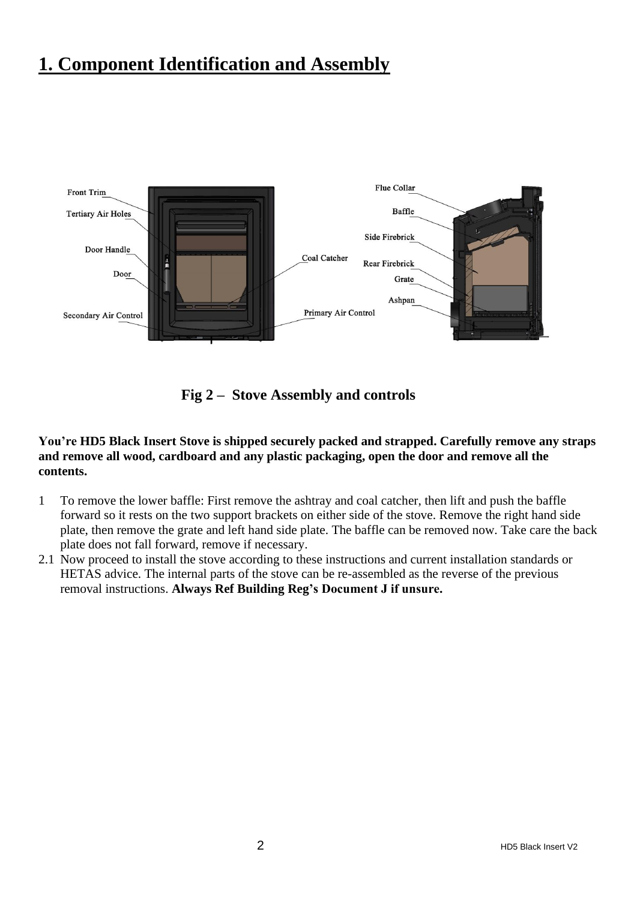# 1. Component Identification and Assembly

Front Trim

Tertiary Air Holes

Door Handle

Door

Secondary Air Control

Coal Catcher

Primary Air Control

Flue Collar

Baffle

Side Firebrick

Rear Firebrick

Grate

Ashpan

**Fig 2 – Stove Assembly and controls**

**You're HD5 Black Insert Stove is shipped securely packed and strapped. Carefully remove any straps and remove all wood, cardboard and any plastic packaging, open the door and remove all the contents.**

1 To remove the lower baffle: First remove the ashtray and coal catcher, then lift and push the baffle forward so it rests on the two support brackets on either side of the stove. Remove the right hand side plate, then remove the grate and left hand side plate. The baffle can be removed now. Take care the back plate does not fall forward, remove if necessary.

2.1 Now proceed to install the stove according to these instructions and current installation standards or HETAS advice. The internal parts of the stove can be re-assembled as the reverse of the previous removal instructions. **Always Ref Building Reg's Document J if unsure.**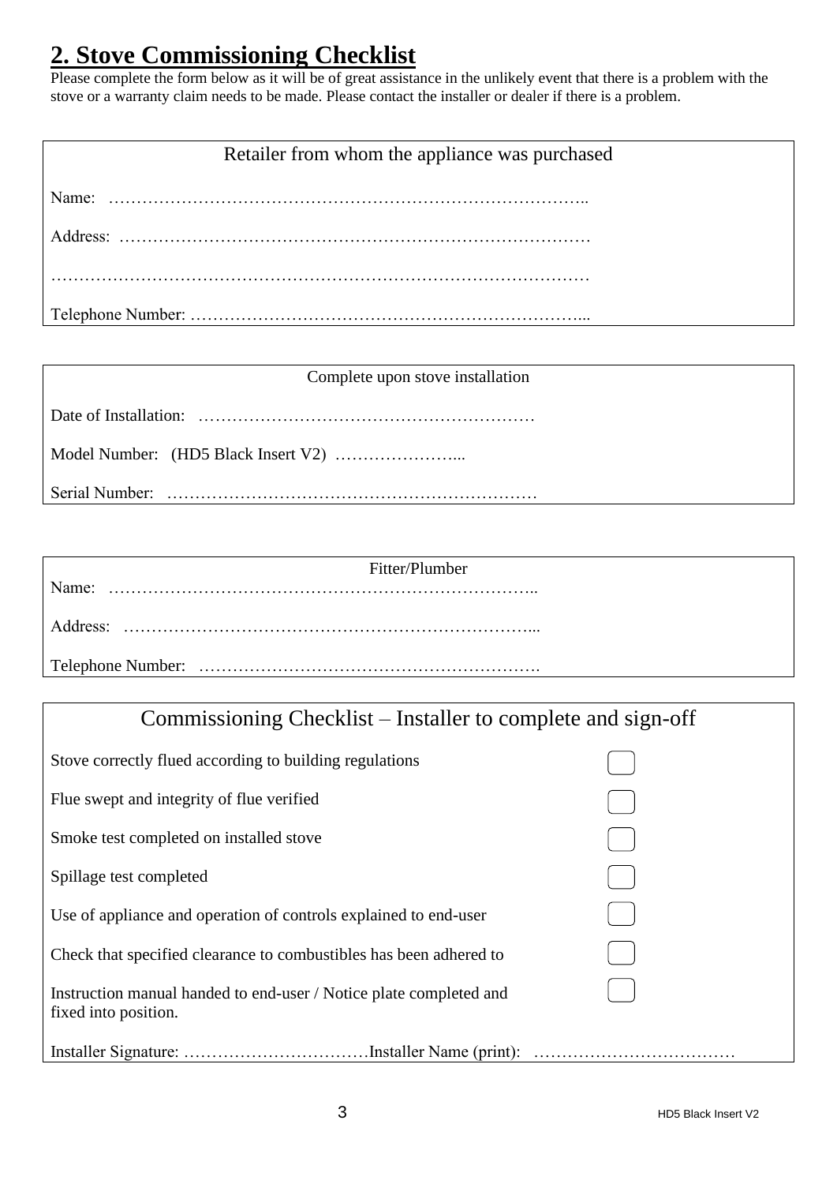## 2. Stove Commissioning Checklist

Please complete the form below as it will be of great assistance in the unlikely event that there is a problem with the stove or a warranty claim needs to be made. Please contact the installer or dealer if there is a problem.

| Retailer from whom the appliance was purchased |
|---|
| Name: ……………………………………………………………………….. |
| Address: ……………………………………………………………………… |
| ……………………………………………………………………………………… |
| Telephone Number: …………………………………………………………….... |

| Complete upon stove installation |
|---|
| Date of Installation: …………………………………………………… |
| Model Number: (HD5 Black Insert V2) …………………... |
| Serial Number: ………………………………………………………… |

| Fitter/Plumber |
|---|
| Name: ……………………………………………………………….. |
| Address: ………………………………………………………………... |
| Telephone Number: ……………………………………………………. |

| Commissioning Checklist – Installer to complete and sign-off | |
|---|---|
| Stove correctly flued according to building regulations | ☐ |
| Flue swept and integrity of flue verified | ☐ |
| Smoke test completed on installed stove | ☐ |
| Spillage test completed | ☐ |
| Use of appliance and operation of controls explained to end-user | ☐ |
| Check that specified clearance to combustibles has been adhered to | ☐ |
| Instruction manual handed to end-user / Notice plate completed and fixed into position. | ☐ |
| Installer Signature: ……………………………Installer Name (print): ……………………………… | |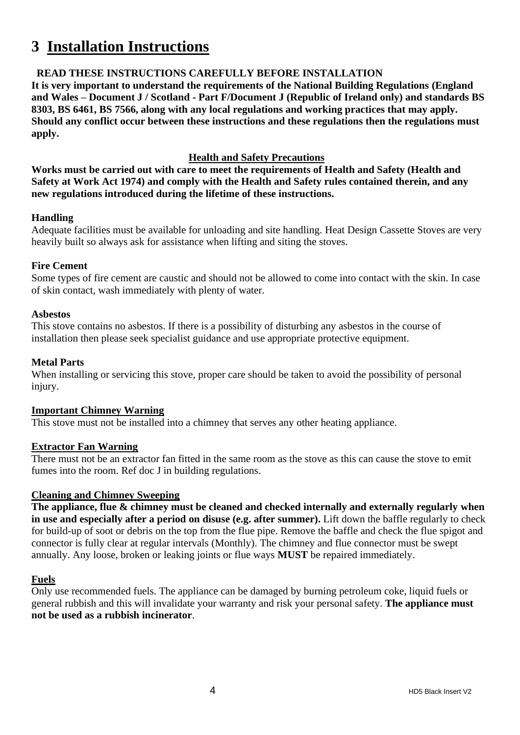# 3 Installation Instructions

**READ THESE INSTRUCTIONS CAREFULLY BEFORE INSTALLATION**

**It is very important to understand the requirements of the National Building Regulations (England and Wales – Document J / Scotland - Part F/Document J (Republic of Ireland only) and standards BS 8303, BS 6461, BS 7566, along with any local regulations and working practices that may apply. Should any conflict occur between these instructions and these regulations then the regulations must apply.**

**Health and Safety Precautions**

**Works must be carried out with care to meet the requirements of Health and Safety (Health and Safety at Work Act 1974) and comply with the Health and Safety rules contained therein, and any new regulations introduced during the lifetime of these instructions.**

**Handling**

Adequate facilities must be available for unloading and site handling. Heat Design Cassette Stoves are very heavily built so always ask for assistance when lifting and siting the stoves.

**Fire Cement**

Some types of fire cement are caustic and should not be allowed to come into contact with the skin. In case of skin contact, wash immediately with plenty of water.

**Asbestos**

This stove contains no asbestos. If there is a possibility of disturbing any asbestos in the course of installation then please seek specialist guidance and use appropriate protective equipment.

**Metal Parts**

When installing or servicing this stove, proper care should be taken to avoid the possibility of personal injury.

**Important Chimney Warning**

This stove must not be installed into a chimney that serves any other heating appliance.

**Extractor Fan Warning**

There must not be an extractor fan fitted in the same room as the stove as this can cause the stove to emit fumes into the room. Ref doc J in building regulations.

**Cleaning and Chimney Sweeping**

**The appliance, flue & chimney must be cleaned and checked internally and externally regularly when in use and especially after a period on disuse (e.g. after summer).** Lift down the baffle regularly to check for build-up of soot or debris on the top from the flue pipe. Remove the baffle and check the flue spigot and connector is fully clear at regular intervals (Monthly). The chimney and flue connector must be swept annually. Any loose, broken or leaking joints or flue ways **MUST** be repaired immediately.

**Fuels**

Only use recommended fuels. The appliance can be damaged by burning petroleum coke, liquid fuels or general rubbish and this will invalidate your warranty and risk your personal safety. **The appliance must not be used as a rubbish incinerator**.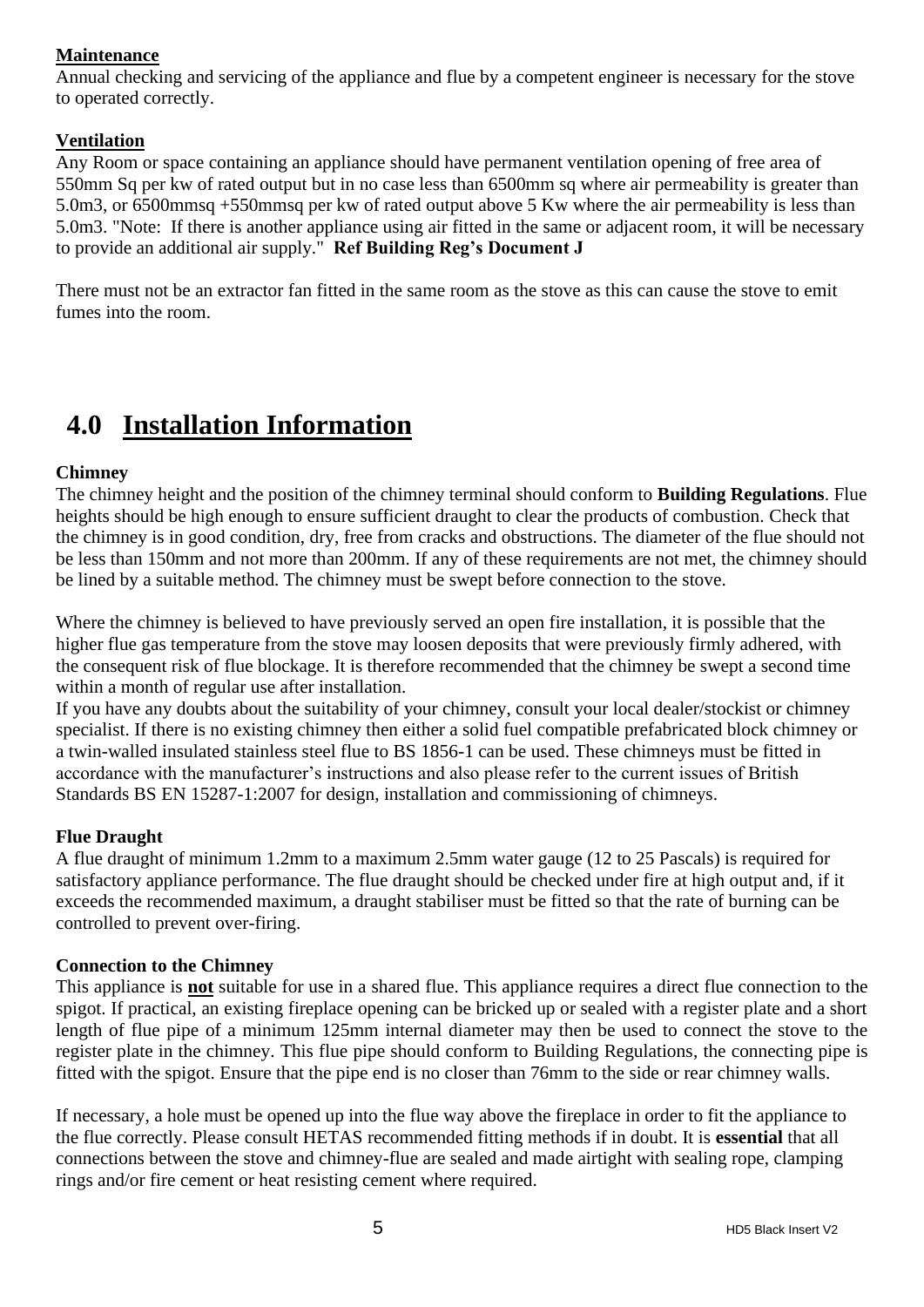**Maintenance**

Annual checking and servicing of the appliance and flue by a competent engineer is necessary for the stove to operated correctly.

**Ventilation**

Any Room or space containing an appliance should have permanent ventilation opening of free area of 550mm Sq per kw of rated output but in no case less than 6500mm sq where air permeability is greater than 5.0m3, or 6500mmsq +550mmsq per kw of rated output above 5 Kw where the air permeability is less than 5.0m3. "Note: If there is another appliance using air fitted in the same or adjacent room, it will be necessary to provide an additional air supply." **Ref Building Reg's Document J**

There must not be an extractor fan fitted in the same room as the stove as this can cause the stove to emit fumes into the room.

# 4.0 Installation Information

**Chimney**

The chimney height and the position of the chimney terminal should conform to **Building Regulations**. Flue heights should be high enough to ensure sufficient draught to clear the products of combustion. Check that the chimney is in good condition, dry, free from cracks and obstructions. The diameter of the flue should not be less than 150mm and not more than 200mm. If any of these requirements are not met, the chimney should be lined by a suitable method. The chimney must be swept before connection to the stove.

Where the chimney is believed to have previously served an open fire installation, it is possible that the higher flue gas temperature from the stove may loosen deposits that were previously firmly adhered, with the consequent risk of flue blockage. It is therefore recommended that the chimney be swept a second time within a month of regular use after installation.

If you have any doubts about the suitability of your chimney, consult your local dealer/stockist or chimney specialist. If there is no existing chimney then either a solid fuel compatible prefabricated block chimney or a twin-walled insulated stainless steel flue to BS 1856-1 can be used. These chimneys must be fitted in accordance with the manufacturer's instructions and also please refer to the current issues of British Standards BS EN 15287-1:2007 for design, installation and commissioning of chimneys.

**Flue Draught**

A flue draught of minimum 1.2mm to a maximum 2.5mm water gauge (12 to 25 Pascals) is required for satisfactory appliance performance. The flue draught should be checked under fire at high output and, if it exceeds the recommended maximum, a draught stabiliser must be fitted so that the rate of burning can be controlled to prevent over-firing.

**Connection to the Chimney**

This appliance is **not** suitable for use in a shared flue. This appliance requires a direct flue connection to the spigot. If practical, an existing fireplace opening can be bricked up or sealed with a register plate and a short length of flue pipe of a minimum 125mm internal diameter may then be used to connect the stove to the register plate in the chimney. This flue pipe should conform to Building Regulations, the connecting pipe is fitted with the spigot. Ensure that the pipe end is no closer than 76mm to the side or rear chimney walls.

If necessary, a hole must be opened up into the flue way above the fireplace in order to fit the appliance to the flue correctly. Please consult HETAS recommended fitting methods if in doubt. It is **essential** that all connections between the stove and chimney-flue are sealed and made airtight with sealing rope, clamping rings and/or fire cement or heat resisting cement where required.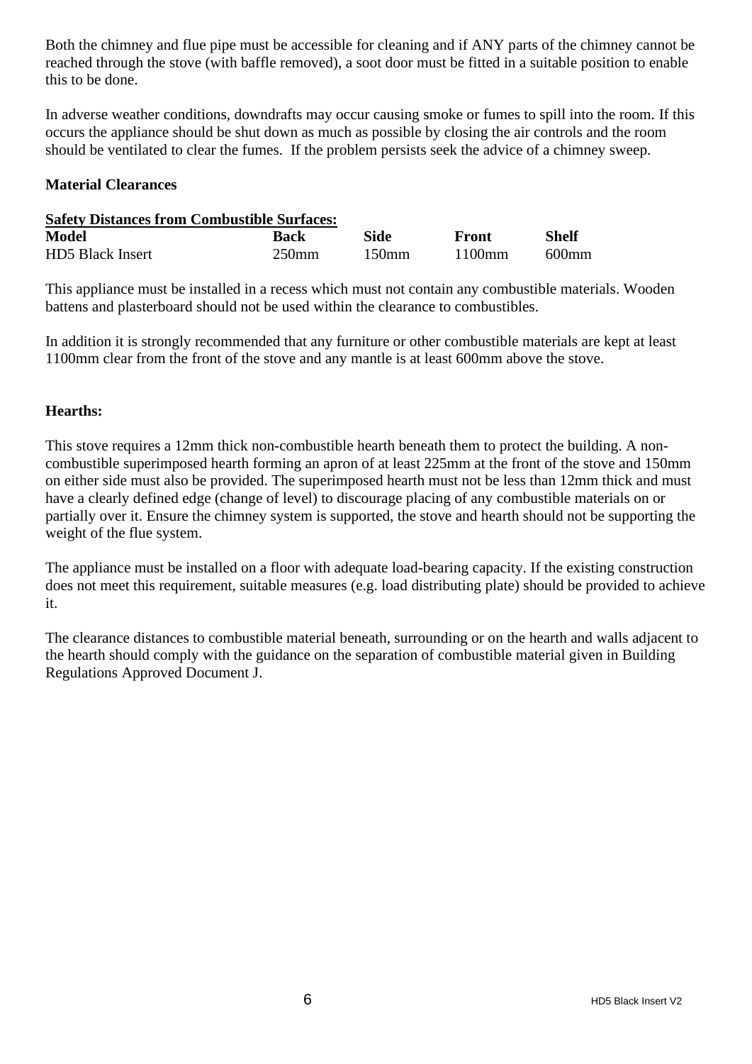Both the chimney and flue pipe must be accessible for cleaning and if ANY parts of the chimney cannot be reached through the stove (with baffle removed), a soot door must be fitted in a suitable position to enable this to be done.

In adverse weather conditions, downdrafts may occur causing smoke or fumes to spill into the room. If this occurs the appliance should be shut down as much as possible by closing the air controls and the room should be ventilated to clear the fumes. If the problem persists seek the advice of a chimney sweep.

**Material Clearances**

**Safety Distances from Combustible Surfaces:**

| Model | Back | Side | Front | Shelf |
|---|---|---|---|---|
| HD5 Black Insert | 250mm | 150mm | 1100mm | 600mm |

This appliance must be installed in a recess which must not contain any combustible materials. Wooden battens and plasterboard should not be used within the clearance to combustibles.

In addition it is strongly recommended that any furniture or other combustible materials are kept at least 1100mm clear from the front of the stove and any mantle is at least 600mm above the stove.

**Hearths:**

This stove requires a 12mm thick non-combustible hearth beneath them to protect the building. A non-combustible superimposed hearth forming an apron of at least 225mm at the front of the stove and 150mm on either side must also be provided. The superimposed hearth must not be less than 12mm thick and must have a clearly defined edge (change of level) to discourage placing of any combustible materials on or partially over it. Ensure the chimney system is supported, the stove and hearth should not be supporting the weight of the flue system.

The appliance must be installed on a floor with adequate load-bearing capacity. If the existing construction does not meet this requirement, suitable measures (e.g. load distributing plate) should be provided to achieve it.

The clearance distances to combustible material beneath, surrounding or on the hearth and walls adjacent to the hearth should comply with the guidance on the separation of combustible material given in Building Regulations Approved Document J.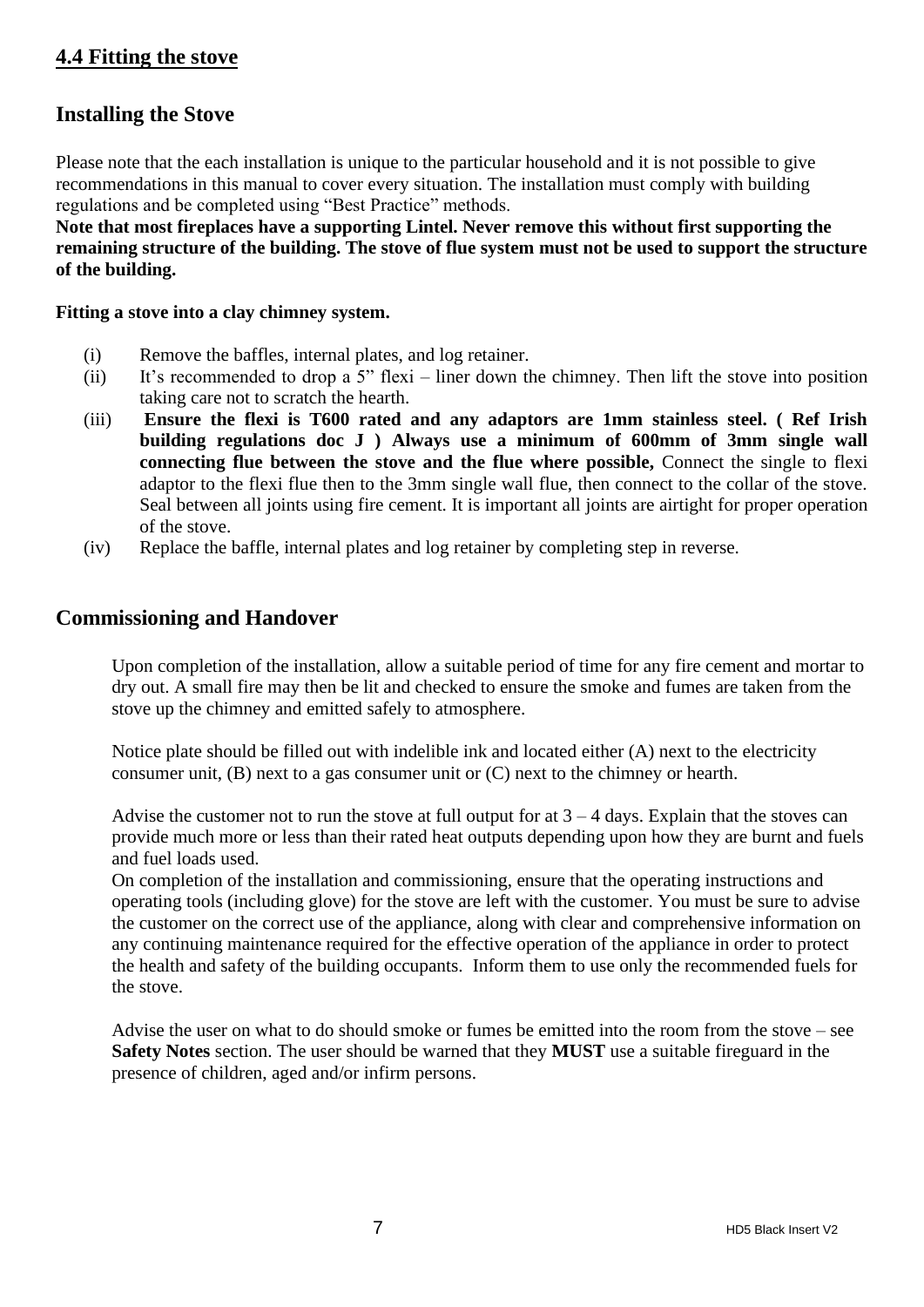## 4.4 Fitting the stove

## Installing the Stove

Please note that the each installation is unique to the particular household and it is not possible to give recommendations in this manual to cover every situation. The installation must comply with building regulations and be completed using "Best Practice" methods.
**Note that most fireplaces have a supporting Lintel. Never remove this without first supporting the remaining structure of the building. The stove of flue system must not be used to support the structure of the building.**

**Fitting a stove into a clay chimney system.**

(i) Remove the baffles, internal plates, and log retainer.
(ii) It's recommended to drop a 5" flexi – liner down the chimney. Then lift the stove into position taking care not to scratch the hearth.
(iii) **Ensure the flexi is T600 rated and any adaptors are 1mm stainless steel. ( Ref Irish building regulations doc J ) Always use a minimum of 600mm of 3mm single wall connecting flue between the stove and the flue where possible,** Connect the single to flexi adaptor to the flexi flue then to the 3mm single wall flue, then connect to the collar of the stove. Seal between all joints using fire cement. It is important all joints are airtight for proper operation of the stove.
(iv) Replace the baffle, internal plates and log retainer by completing step in reverse.

## Commissioning and Handover

Upon completion of the installation, allow a suitable period of time for any fire cement and mortar to dry out. A small fire may then be lit and checked to ensure the smoke and fumes are taken from the stove up the chimney and emitted safely to atmosphere.

Notice plate should be filled out with indelible ink and located either (A) next to the electricity consumer unit, (B) next to a gas consumer unit or (C) next to the chimney or hearth.

Advise the customer not to run the stove at full output for at 3 – 4 days. Explain that the stoves can provide much more or less than their rated heat outputs depending upon how they are burnt and fuels and fuel loads used.
On completion of the installation and commissioning, ensure that the operating instructions and operating tools (including glove) for the stove are left with the customer. You must be sure to advise the customer on the correct use of the appliance, along with clear and comprehensive information on any continuing maintenance required for the effective operation of the appliance in order to protect the health and safety of the building occupants. Inform them to use only the recommended fuels for the stove.

Advise the user on what to do should smoke or fumes be emitted into the room from the stove – see **Safety Notes** section. The user should be warned that they **MUST** use a suitable fireguard in the presence of children, aged and/or infirm persons.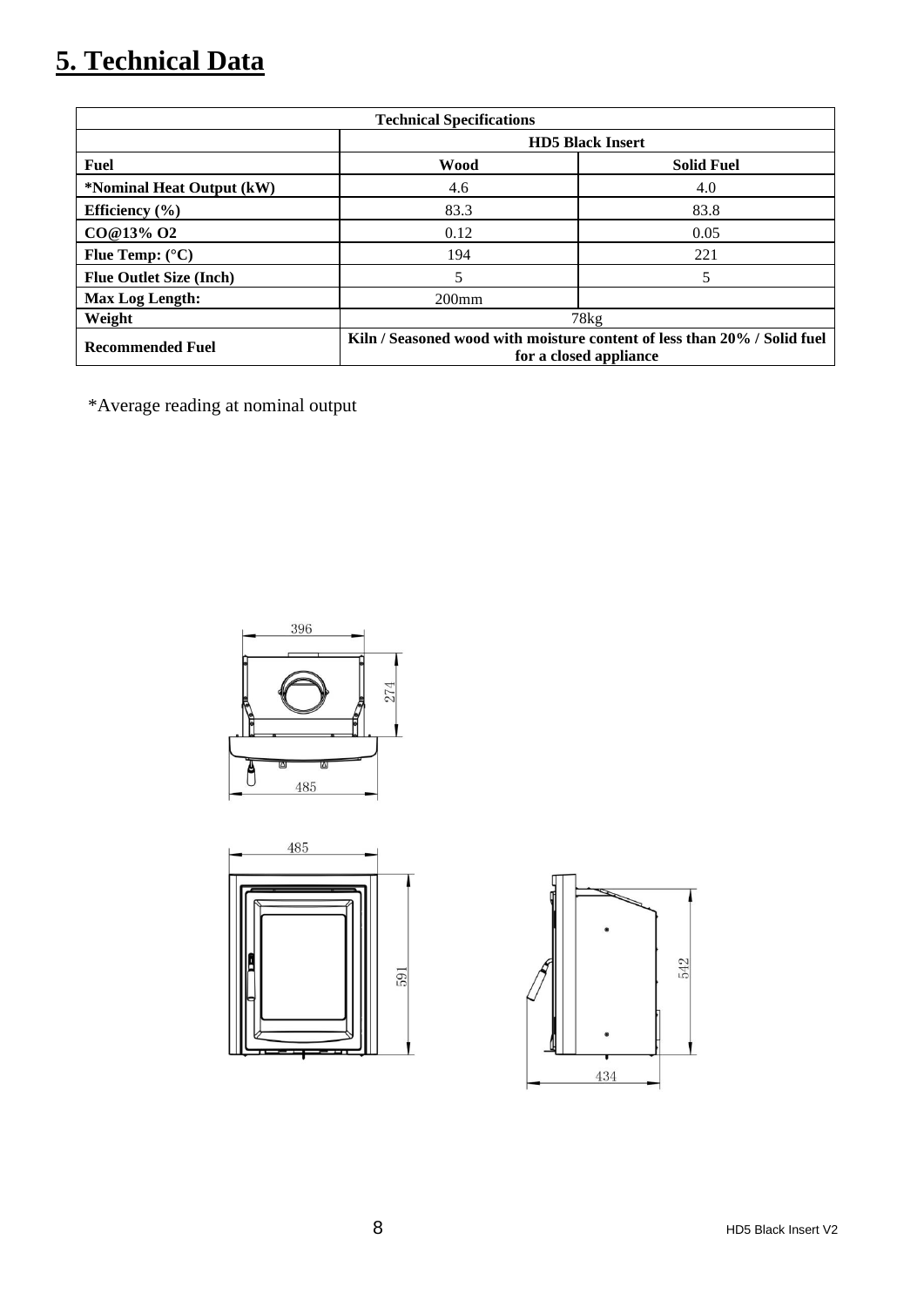# 5. Technical Data

| Technical Specifications | | |
|---|---|---|
| | **HD5 Black Insert** | |
| **Fuel** | **Wood** | **Solid Fuel** |
| ***Nominal Heat Output (kW)** | 4.6 | 4.0 |
| **Efficiency (%)** | 83.3 | 83.8 |
| **CO@13% O2** | 0.12 | 0.05 |
| **Flue Temp: (°C)** | 194 | 221 |
| **Flue Outlet Size (Inch)** | 5 | 5 |
| **Max Log Length:** | 200mm | |
| **Weight** | 78kg | |
| **Recommended Fuel** | **Kiln / Seasoned wood with moisture content of less than 20% / Solid fuel for a closed appliance** | |

*Average reading at nominal output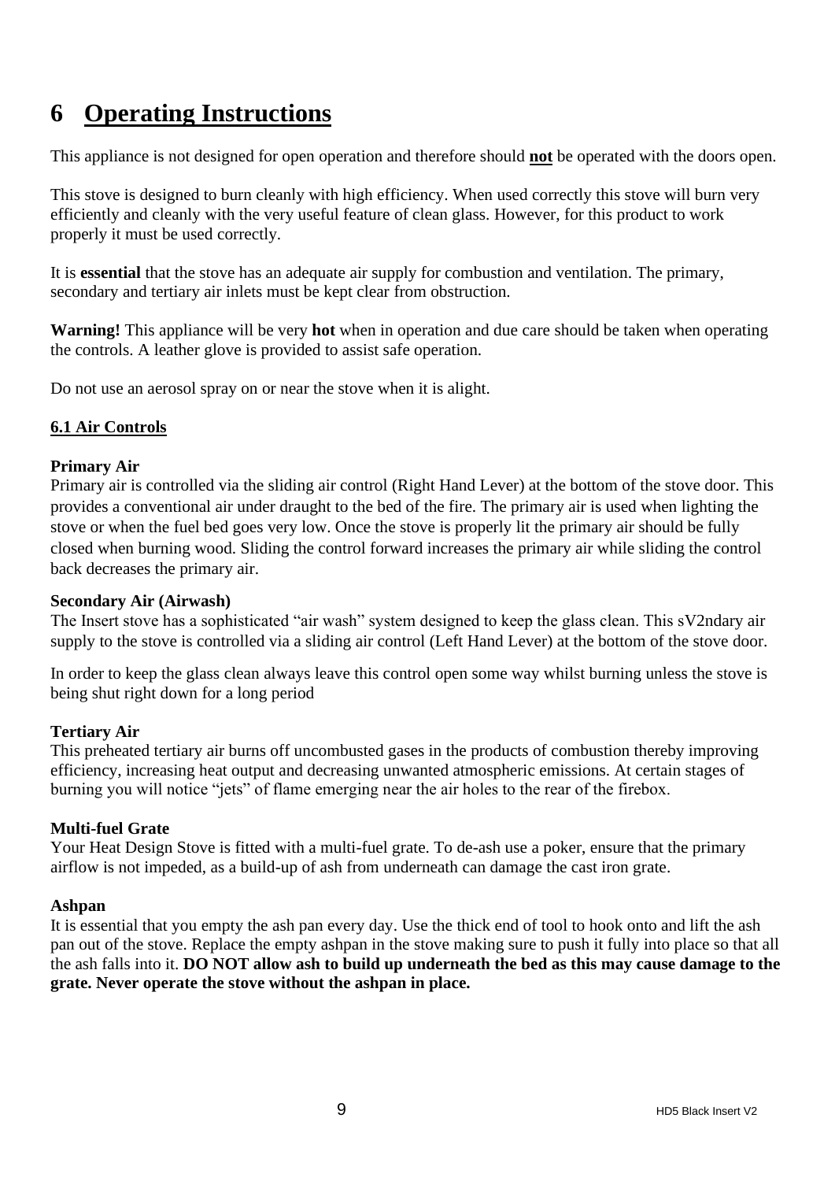# 6 Operating Instructions

This appliance is not designed for open operation and therefore should **not** be operated with the doors open.

This stove is designed to burn cleanly with high efficiency. When used correctly this stove will burn very efficiently and cleanly with the very useful feature of clean glass. However, for this product to work properly it must be used correctly.

It is **essential** that the stove has an adequate air supply for combustion and ventilation. The primary, secondary and tertiary air inlets must be kept clear from obstruction.

**Warning!** This appliance will be very **hot** when in operation and due care should be taken when operating the controls. A leather glove is provided to assist safe operation.

Do not use an aerosol spray on or near the stove when it is alight.

## 6.1 Air Controls

**Primary Air**

Primary air is controlled via the sliding air control (Right Hand Lever) at the bottom of the stove door. This provides a conventional air under draught to the bed of the fire. The primary air is used when lighting the stove or when the fuel bed goes very low. Once the stove is properly lit the primary air should be fully closed when burning wood. Sliding the control forward increases the primary air while sliding the control back decreases the primary air.

**Secondary Air (Airwash)**

The Insert stove has a sophisticated “air wash” system designed to keep the glass clean. This sV2ndary air supply to the stove is controlled via a sliding air control (Left Hand Lever) at the bottom of the stove door.

In order to keep the glass clean always leave this control open some way whilst burning unless the stove is being shut right down for a long period

**Tertiary Air**

This preheated tertiary air burns off uncombusted gases in the products of combustion thereby improving efficiency, increasing heat output and decreasing unwanted atmospheric emissions. At certain stages of burning you will notice “jets” of flame emerging near the air holes to the rear of the firebox.

**Multi-fuel Grate**

Your Heat Design Stove is fitted with a multi-fuel grate. To de-ash use a poker, ensure that the primary airflow is not impeded, as a build-up of ash from underneath can damage the cast iron grate.

**Ashpan**

It is essential that you empty the ash pan every day. Use the thick end of tool to hook onto and lift the ash pan out of the stove. Replace the empty ashpan in the stove making sure to push it fully into place so that all the ash falls into it. **DO NOT allow ash to build up underneath the bed as this may cause damage to the grate. Never operate the stove without the ashpan in place.**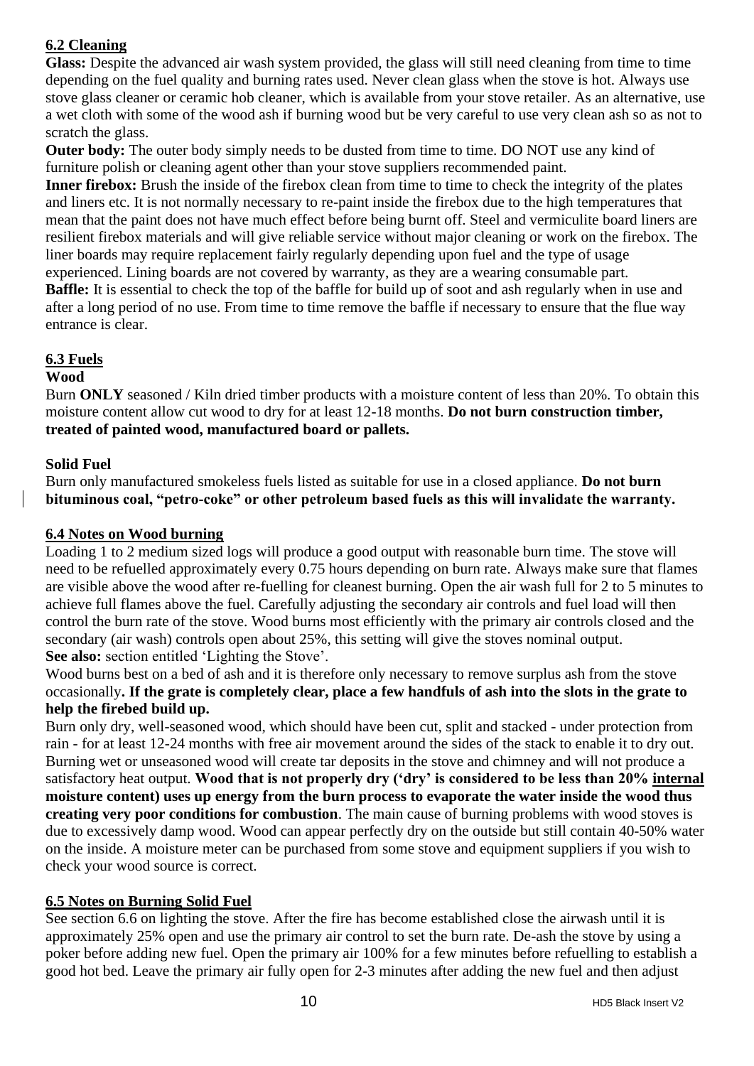## 6.2 Cleaning

**Glass:** Despite the advanced air wash system provided, the glass will still need cleaning from time to time depending on the fuel quality and burning rates used. Never clean glass when the stove is hot. Always use stove glass cleaner or ceramic hob cleaner, which is available from your stove retailer. As an alternative, use a wet cloth with some of the wood ash if burning wood but be very careful to use very clean ash so as not to scratch the glass.

**Outer body:** The outer body simply needs to be dusted from time to time. DO NOT use any kind of furniture polish or cleaning agent other than your stove suppliers recommended paint.

**Inner firebox:** Brush the inside of the firebox clean from time to time to check the integrity of the plates and liners etc. It is not normally necessary to re-paint inside the firebox due to the high temperatures that mean that the paint does not have much effect before being burnt off. Steel and vermiculite board liners are resilient firebox materials and will give reliable service without major cleaning or work on the firebox. The liner boards may require replacement fairly regularly depending upon fuel and the type of usage experienced. Lining boards are not covered by warranty, as they are a wearing consumable part.

**Baffle:** It is essential to check the top of the baffle for build up of soot and ash regularly when in use and after a long period of no use. From time to time remove the baffle if necessary to ensure that the flue way entrance is clear.

## 6.3 Fuels

**Wood**

Burn **ONLY** seasoned / Kiln dried timber products with a moisture content of less than 20%. To obtain this moisture content allow cut wood to dry for at least 12-18 months. **Do not burn construction timber, treated of painted wood, manufactured board or pallets.**

**Solid Fuel**

Burn only manufactured smokeless fuels listed as suitable for use in a closed appliance. **Do not burn bituminous coal, "petro-coke" or other petroleum based fuels as this will invalidate the warranty.**

## 6.4 Notes on Wood burning

Loading 1 to 2 medium sized logs will produce a good output with reasonable burn time. The stove will need to be refuelled approximately every 0.75 hours depending on burn rate. Always make sure that flames are visible above the wood after re-fuelling for cleanest burning. Open the air wash full for 2 to 5 minutes to achieve full flames above the fuel. Carefully adjusting the secondary air controls and fuel load will then control the burn rate of the stove. Wood burns most efficiently with the primary air controls closed and the secondary (air wash) controls open about 25%, this setting will give the stoves nominal output.

**See also:** section entitled 'Lighting the Stove'.

Wood burns best on a bed of ash and it is therefore only necessary to remove surplus ash from the stove occasionally**. If the grate is completely clear, place a few handfuls of ash into the slots in the grate to help the firebed build up.**

Burn only dry, well-seasoned wood, which should have been cut, split and stacked - under protection from rain - for at least 12-24 months with free air movement around the sides of the stack to enable it to dry out. Burning wet or unseasoned wood will create tar deposits in the stove and chimney and will not produce a satisfactory heat output. **Wood that is not properly dry ('dry' is considered to be less than 20% <u>internal</u> moisture content) uses up energy from the burn process to evaporate the water inside the wood thus creating very poor conditions for combustion**. The main cause of burning problems with wood stoves is due to excessively damp wood. Wood can appear perfectly dry on the outside but still contain 40-50% water on the inside. A moisture meter can be purchased from some stove and equipment suppliers if you wish to check your wood source is correct.

## 6.5 Notes on Burning Solid Fuel

See section 6.6 on lighting the stove. After the fire has become established close the airwash until it is approximately 25% open and use the primary air control to set the burn rate. De-ash the stove by using a poker before adding new fuel. Open the primary air 100% for a few minutes before refuelling to establish a good hot bed. Leave the primary air fully open for 2-3 minutes after adding the new fuel and then adjust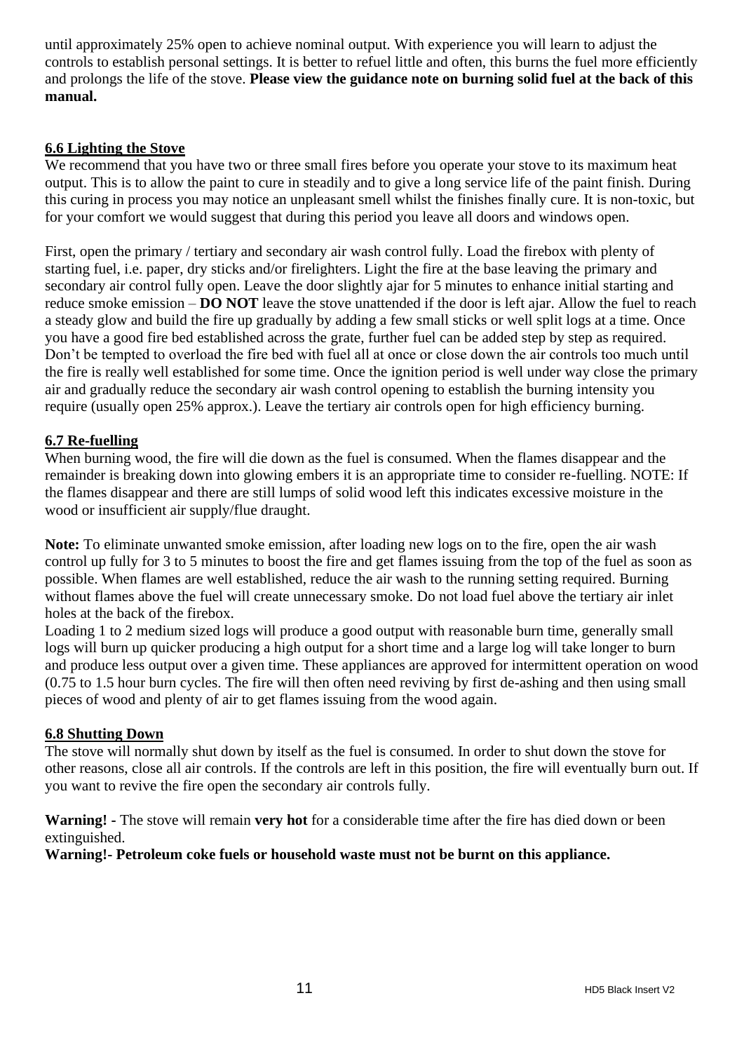until approximately 25% open to achieve nominal output. With experience you will learn to adjust the controls to establish personal settings. It is better to refuel little and often, this burns the fuel more efficiently and prolongs the life of the stove. **Please view the guidance note on burning solid fuel at the back of this manual.**

## 6.6 Lighting the Stove

We recommend that you have two or three small fires before you operate your stove to its maximum heat output. This is to allow the paint to cure in steadily and to give a long service life of the paint finish. During this curing in process you may notice an unpleasant smell whilst the finishes finally cure. It is non-toxic, but for your comfort we would suggest that during this period you leave all doors and windows open.

First, open the primary / tertiary and secondary air wash control fully. Load the firebox with plenty of starting fuel, i.e. paper, dry sticks and/or firelighters. Light the fire at the base leaving the primary and secondary air control fully open. Leave the door slightly ajar for 5 minutes to enhance initial starting and reduce smoke emission – **DO NOT** leave the stove unattended if the door is left ajar. Allow the fuel to reach a steady glow and build the fire up gradually by adding a few small sticks or well split logs at a time. Once you have a good fire bed established across the grate, further fuel can be added step by step as required. Don't be tempted to overload the fire bed with fuel all at once or close down the air controls too much until the fire is really well established for some time. Once the ignition period is well under way close the primary air and gradually reduce the secondary air wash control opening to establish the burning intensity you require (usually open 25% approx.). Leave the tertiary air controls open for high efficiency burning.

## 6.7 Re-fuelling

When burning wood, the fire will die down as the fuel is consumed. When the flames disappear and the remainder is breaking down into glowing embers it is an appropriate time to consider re-fuelling. NOTE: If the flames disappear and there are still lumps of solid wood left this indicates excessive moisture in the wood or insufficient air supply/flue draught.

**Note:** To eliminate unwanted smoke emission, after loading new logs on to the fire, open the air wash control up fully for 3 to 5 minutes to boost the fire and get flames issuing from the top of the fuel as soon as possible. When flames are well established, reduce the air wash to the running setting required. Burning without flames above the fuel will create unnecessary smoke. Do not load fuel above the tertiary air inlet holes at the back of the firebox.
Loading 1 to 2 medium sized logs will produce a good output with reasonable burn time, generally small logs will burn up quicker producing a high output for a short time and a large log will take longer to burn and produce less output over a given time. These appliances are approved for intermittent operation on wood (0.75 to 1.5 hour burn cycles. The fire will then often need reviving by first de-ashing and then using small pieces of wood and plenty of air to get flames issuing from the wood again.

## 6.8 Shutting Down

The stove will normally shut down by itself as the fuel is consumed. In order to shut down the stove for other reasons, close all air controls. If the controls are left in this position, the fire will eventually burn out. If you want to revive the fire open the secondary air controls fully.

**Warning! -** The stove will remain **very hot** for a considerable time after the fire has died down or been extinguished.
**Warning!- Petroleum coke fuels or household waste must not be burnt on this appliance.**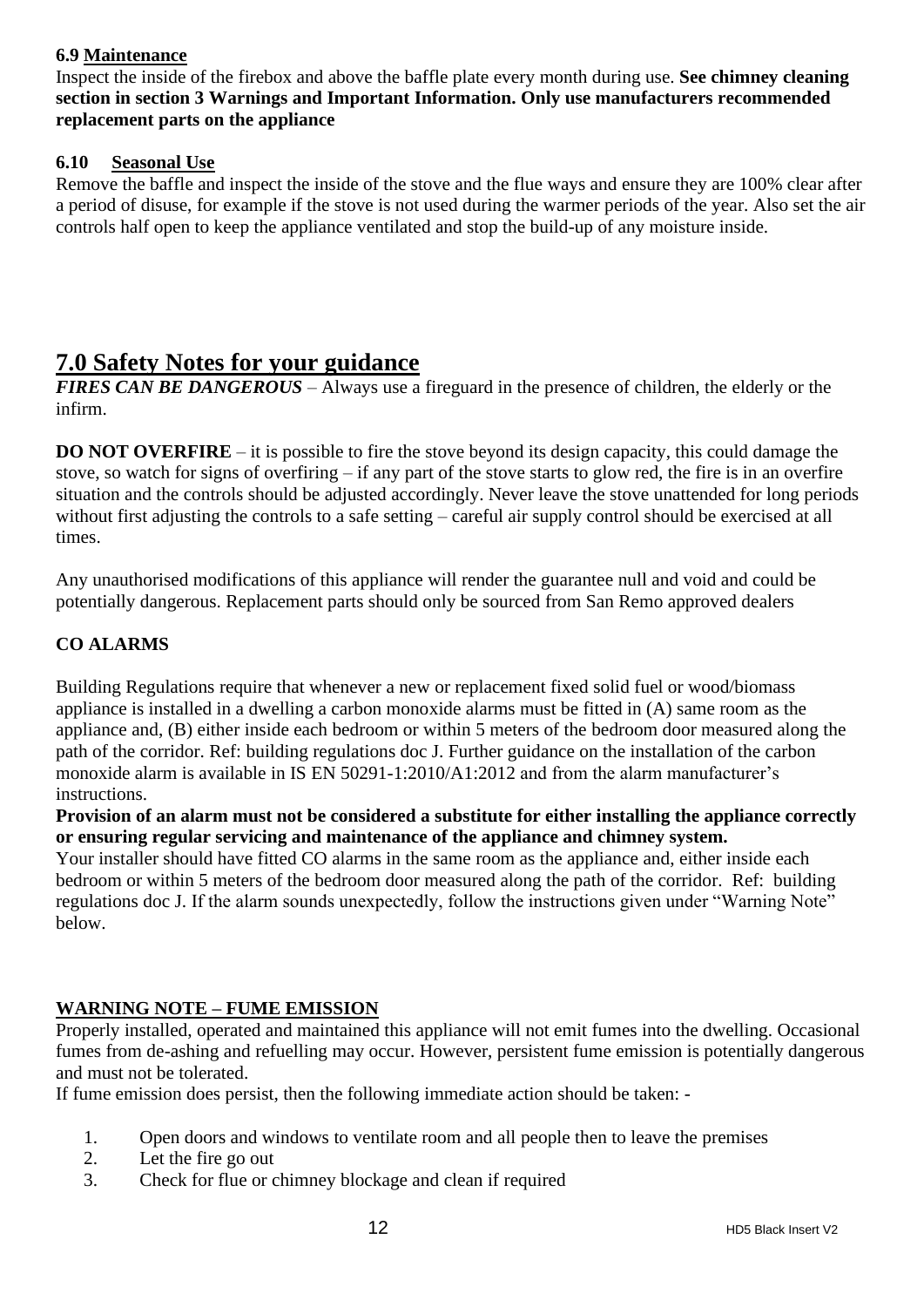### 6.9 Maintenance

Inspect the inside of the firebox and above the baffle plate every month during use. **See chimney cleaning section in section 3 Warnings and Important Information. Only use manufacturers recommended replacement parts on the appliance**

### 6.10 Seasonal Use

Remove the baffle and inspect the inside of the stove and the flue ways and ensure they are 100% clear after a period of disuse, for example if the stove is not used during the warmer periods of the year. Also set the air controls half open to keep the appliance ventilated and stop the build-up of any moisture inside.

## 7.0 Safety Notes for your guidance

***FIRES CAN BE DANGEROUS*** – Always use a fireguard in the presence of children, the elderly or the infirm.

**DO NOT OVERFIRE** – it is possible to fire the stove beyond its design capacity, this could damage the stove, so watch for signs of overfiring – if any part of the stove starts to glow red, the fire is in an overfire situation and the controls should be adjusted accordingly. Never leave the stove unattended for long periods without first adjusting the controls to a safe setting – careful air supply control should be exercised at all times.

Any unauthorised modifications of this appliance will render the guarantee null and void and could be potentially dangerous. Replacement parts should only be sourced from San Remo approved dealers

**CO ALARMS**

Building Regulations require that whenever a new or replacement fixed solid fuel or wood/biomass appliance is installed in a dwelling a carbon monoxide alarms must be fitted in (A) same room as the appliance and, (B) either inside each bedroom or within 5 meters of the bedroom door measured along the path of the corridor. Ref: building regulations doc J. Further guidance on the installation of the carbon monoxide alarm is available in IS EN 50291-1:2010/A1:2012 and from the alarm manufacturer's instructions.

**Provision of an alarm must not be considered a substitute for either installing the appliance correctly or ensuring regular servicing and maintenance of the appliance and chimney system.**

Your installer should have fitted CO alarms in the same room as the appliance and, either inside each bedroom or within 5 meters of the bedroom door measured along the path of the corridor. Ref: building regulations doc J. If the alarm sounds unexpectedly, follow the instructions given under "Warning Note" below.

**WARNING NOTE – FUME EMISSION**

Properly installed, operated and maintained this appliance will not emit fumes into the dwelling. Occasional fumes from de-ashing and refuelling may occur. However, persistent fume emission is potentially dangerous and must not be tolerated.

If fume emission does persist, then the following immediate action should be taken: -

1. Open doors and windows to ventilate room and all people then to leave the premises
2. Let the fire go out
3. Check for flue or chimney blockage and clean if required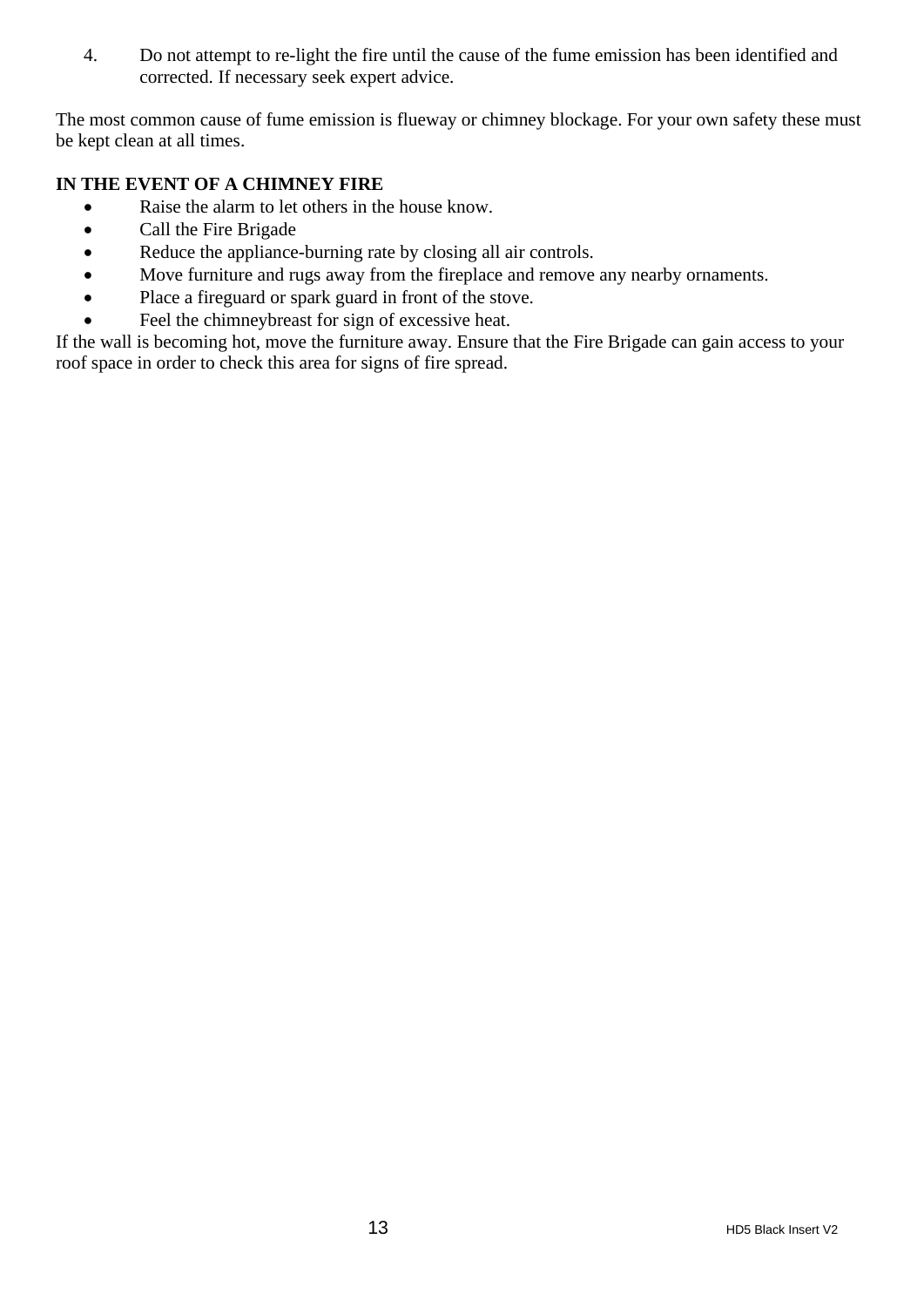4. Do not attempt to re-light the fire until the cause of the fume emission has been identified and corrected. If necessary seek expert advice.

The most common cause of fume emission is flueway or chimney blockage. For your own safety these must be kept clean at all times.

**IN THE EVENT OF A CHIMNEY FIRE**

- Raise the alarm to let others in the house know.
- Call the Fire Brigade
- Reduce the appliance-burning rate by closing all air controls.
- Move furniture and rugs away from the fireplace and remove any nearby ornaments.
- Place a fireguard or spark guard in front of the stove.
- Feel the chimneybreast for sign of excessive heat.

If the wall is becoming hot, move the furniture away. Ensure that the Fire Brigade can gain access to your roof space in order to check this area for signs of fire spread.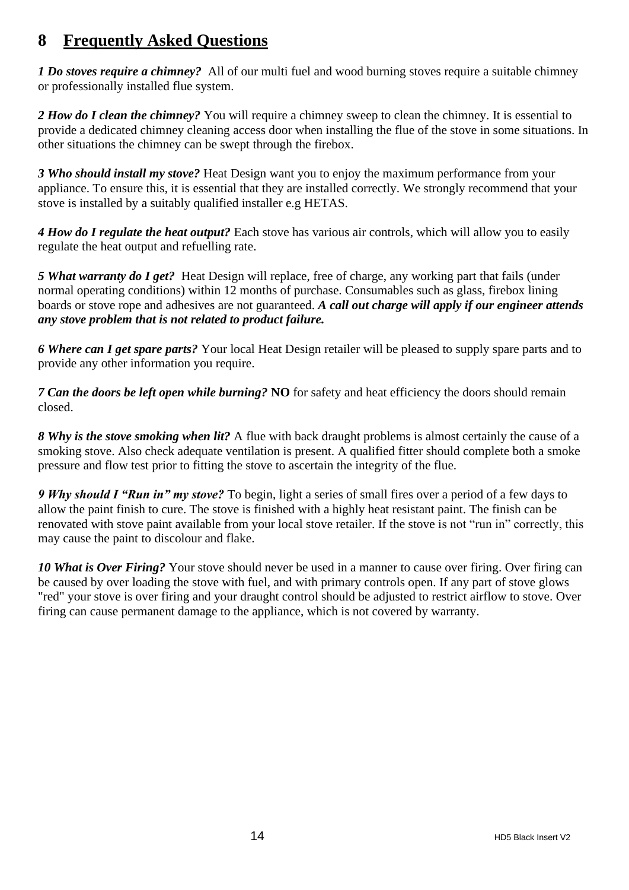# 8 Frequently Asked Questions

***1 Do stoves require a chimney?*** All of our multi fuel and wood burning stoves require a suitable chimney or professionally installed flue system.

***2 How do I clean the chimney?*** You will require a chimney sweep to clean the chimney. It is essential to provide a dedicated chimney cleaning access door when installing the flue of the stove in some situations. In other situations the chimney can be swept through the firebox.

***3 Who should install my stove?*** Heat Design want you to enjoy the maximum performance from your appliance. To ensure this, it is essential that they are installed correctly. We strongly recommend that your stove is installed by a suitably qualified installer e.g HETAS.

***4 How do I regulate the heat output?*** Each stove has various air controls, which will allow you to easily regulate the heat output and refuelling rate.

***5 What warranty do I get?*** Heat Design will replace, free of charge, any working part that fails (under normal operating conditions) within 12 months of purchase. Consumables such as glass, firebox lining boards or stove rope and adhesives are not guaranteed. ***A call out charge will apply if our engineer attends any stove problem that is not related to product failure.***

***6 Where can I get spare parts?*** Your local Heat Design retailer will be pleased to supply spare parts and to provide any other information you require.

***7 Can the doors be left open while burning?*** **NO** for safety and heat efficiency the doors should remain closed.

***8 Why is the stove smoking when lit?*** A flue with back draught problems is almost certainly the cause of a smoking stove. Also check adequate ventilation is present. A qualified fitter should complete both a smoke pressure and flow test prior to fitting the stove to ascertain the integrity of the flue.

***9 Why should I "Run in" my stove?*** To begin, light a series of small fires over a period of a few days to allow the paint finish to cure. The stove is finished with a highly heat resistant paint. The finish can be renovated with stove paint available from your local stove retailer. If the stove is not "run in" correctly, this may cause the paint to discolour and flake.

***10 What is Over Firing?*** Your stove should never be used in a manner to cause over firing. Over firing can be caused by over loading the stove with fuel, and with primary controls open. If any part of stove glows "red" your stove is over firing and your draught control should be adjusted to restrict airflow to stove. Over firing can cause permanent damage to the appliance, which is not covered by warranty.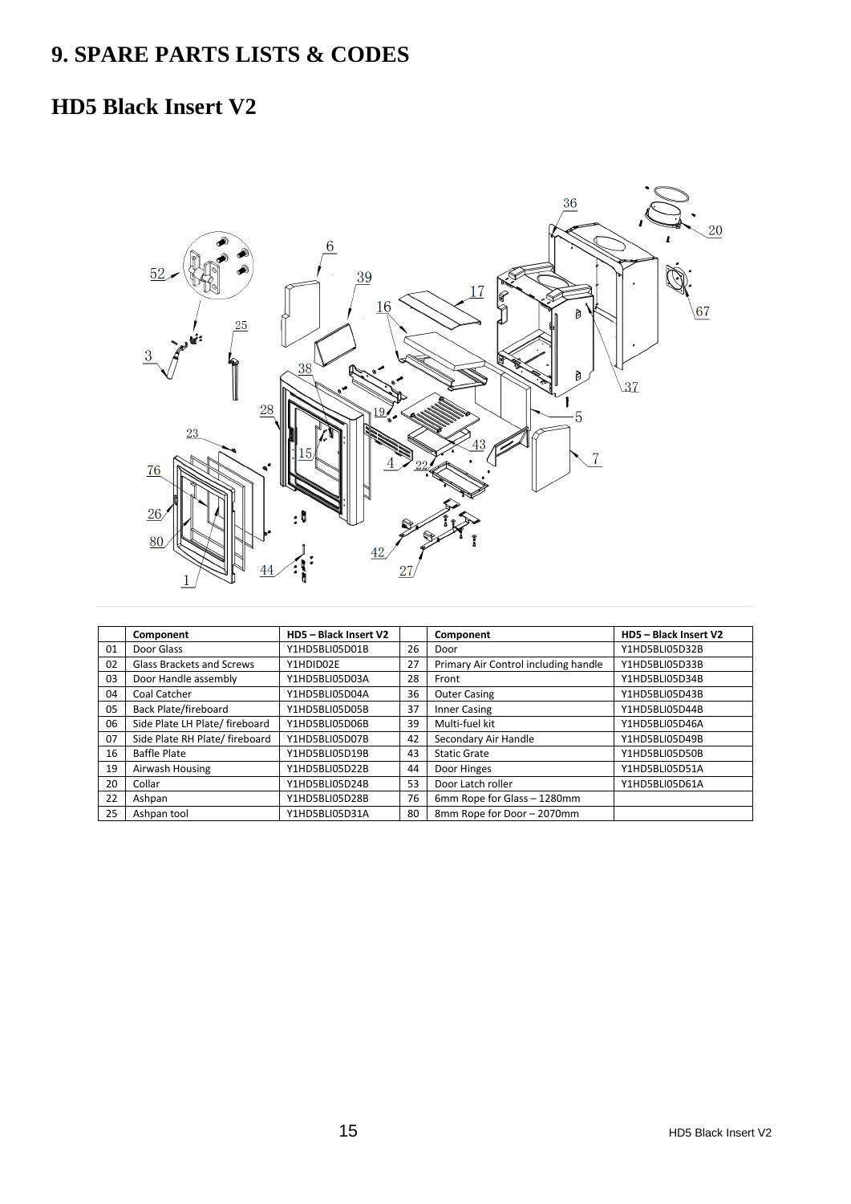# 9. SPARE PARTS LISTS & CODES

## HD5 Black Insert V2

|  | Component | HD5 – Black Insert V2 |  | Component | HD5 – Black Insert V2 |
|---|---|---|---|---|---|
| 01 | Door Glass | Y1HD5BLI05D01B | 26 | Door | Y1HD5BLI05D32B |
| 02 | Glass Brackets and Screws | Y1HDID02E | 27 | Primary Air Control including handle | Y1HD5BLI05D33B |
| 03 | Door Handle assembly | Y1HD5BLI05D03A | 28 | Front | Y1HD5BLI05D34B |
| 04 | Coal Catcher | Y1HD5BLI05D04A | 36 | Outer Casing | Y1HD5BLI05D43B |
| 05 | Back Plate/fireboard | Y1HD5BLI05D05B | 37 | Inner Casing | Y1HD5BLI05D44B |
| 06 | Side Plate LH Plate/ fireboard | Y1HD5BLI05D06B | 39 | Multi-fuel kit | Y1HD5BLI05D46A |
| 07 | Side Plate RH Plate/ fireboard | Y1HD5BLI05D07B | 42 | Secondary Air Handle | Y1HD5BLI05D49B |
| 16 | Baffle Plate | Y1HD5BLI05D19B | 43 | Static Grate | Y1HD5BLI05D50B |
| 19 | Airwash Housing | Y1HD5BLI05D22B | 44 | Door Hinges | Y1HD5BLI05D51A |
| 20 | Collar | Y1HD5BLI05D24B | 53 | Door Latch roller | Y1HD5BLI05D61A |
| 22 | Ashpan | Y1HD5BLI05D28B | 76 | 6mm Rope for Glass – 1280mm |  |
| 25 | Ashpan tool | Y1HD5BLI05D31A | 80 | 8mm Rope for Door – 2070mm |  |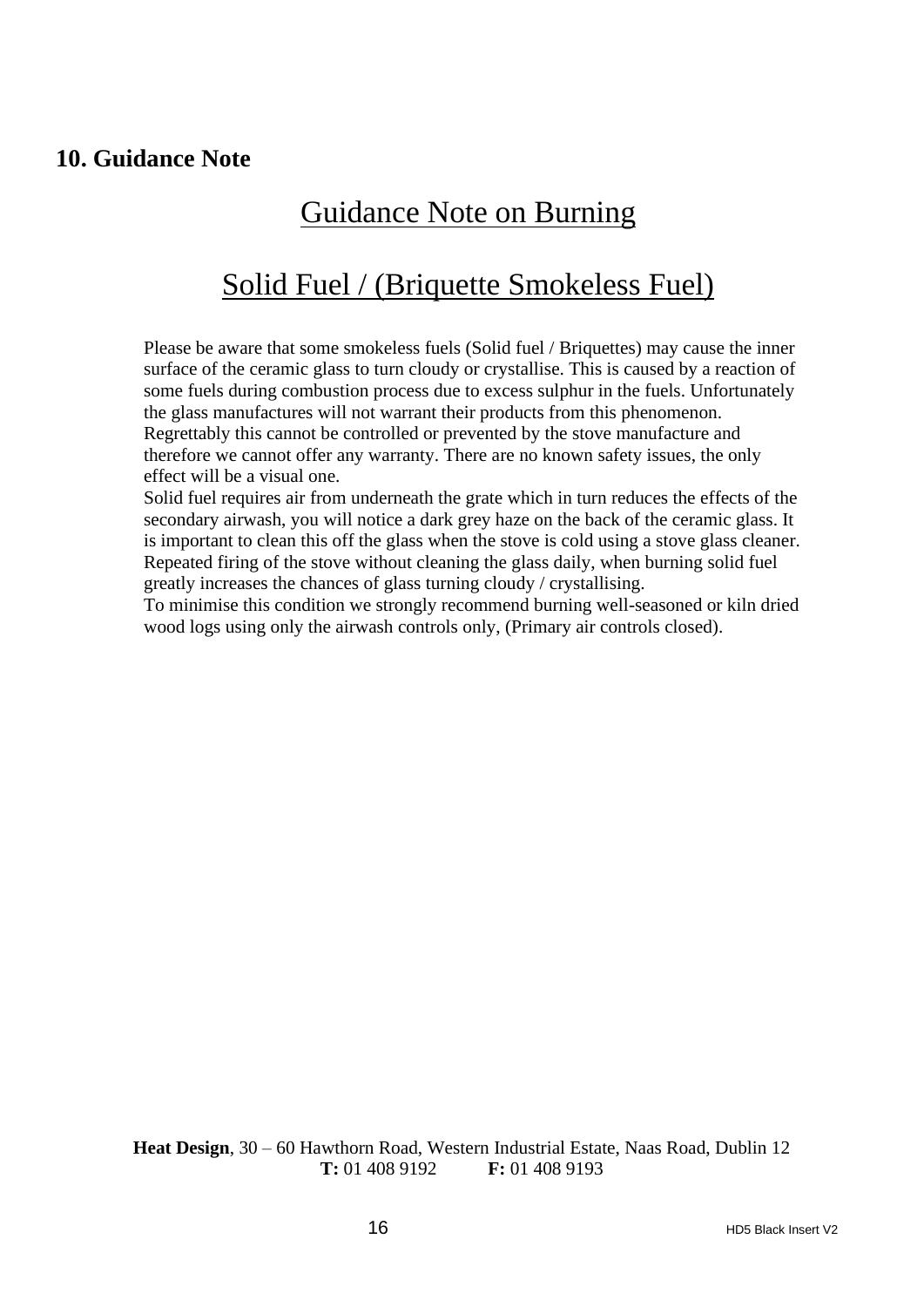## 10. Guidance Note

# Guidance Note on Burning

# Solid Fuel / (Briquette Smokeless Fuel)

Please be aware that some smokeless fuels (Solid fuel / Briquettes) may cause the inner surface of the ceramic glass to turn cloudy or crystallise. This is caused by a reaction of some fuels during combustion process due to excess sulphur in the fuels. Unfortunately the glass manufactures will not warrant their products from this phenomenon. Regrettably this cannot be controlled or prevented by the stove manufacture and therefore we cannot offer any warranty. There are no known safety issues, the only effect will be a visual one.

Solid fuel requires air from underneath the grate which in turn reduces the effects of the secondary airwash, you will notice a dark grey haze on the back of the ceramic glass. It is important to clean this off the glass when the stove is cold using a stove glass cleaner. Repeated firing of the stove without cleaning the glass daily, when burning solid fuel greatly increases the chances of glass turning cloudy / crystallising.

To minimise this condition we strongly recommend burning well-seasoned or kiln dried wood logs using only the airwash controls only, (Primary air controls closed).

**Heat Design**, 30 – 60 Hawthorn Road, Western Industrial Estate, Naas Road, Dublin 12
**T:** 01 408 9192 **F:** 01 408 9193